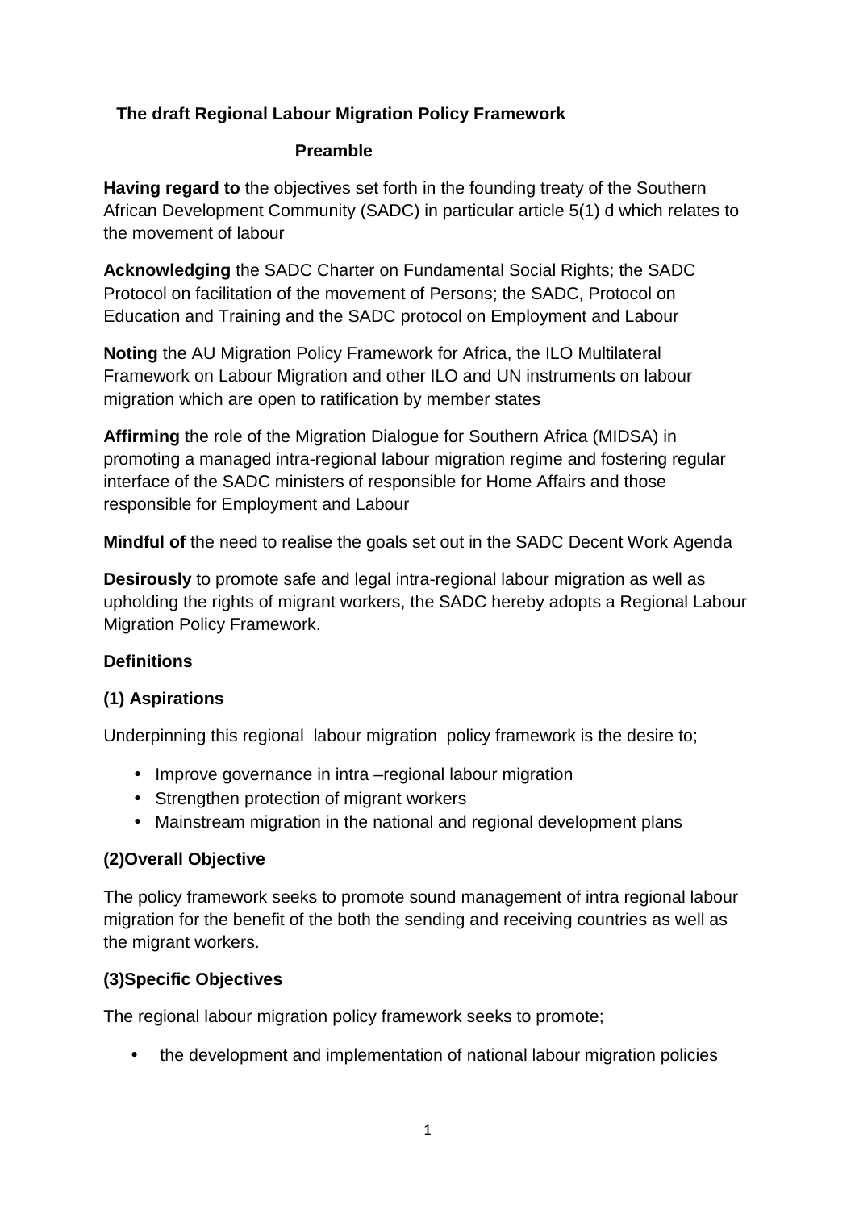**The draft Regional Labour Migration Policy Framework**

**Preamble**

**Having regard to** the objectives set forth in the founding treaty of the Southern African Development Community (SADC) in particular article 5(1) d which relates to the movement of labour

**Acknowledging** the SADC Charter on Fundamental Social Rights; the SADC Protocol on facilitation of the movement of Persons; the SADC, Protocol on Education and Training and the SADC protocol on Employment and Labour

**Noting** the AU Migration Policy Framework for Africa, the ILO Multilateral Framework on Labour Migration and other ILO and UN instruments on labour migration which are open to ratification by member states

**Affirming** the role of the Migration Dialogue for Southern Africa (MIDSA) in promoting a managed intra-regional labour migration regime and fostering regular interface of the SADC ministers of responsible for Home Affairs and those responsible for Employment and Labour

**Mindful of** the need to realise the goals set out in the SADC Decent Work Agenda

**Desirously** to promote safe and legal intra-regional labour migration as well as upholding the rights of migrant workers, the SADC hereby adopts a Regional Labour Migration Policy Framework.

**Definitions**

**(1) Aspirations**

Underpinning this regional labour migration policy framework is the desire to;

- Improve governance in intra –regional labour migration
- Strengthen protection of migrant workers
- Mainstream migration in the national and regional development plans

**(2)Overall Objective**

The policy framework seeks to promote sound management of intra regional labour migration for the benefit of the both the sending and receiving countries as well as the migrant workers.

**(3)Specific Objectives**

The regional labour migration policy framework seeks to promote;

- the development and implementation of national labour migration policies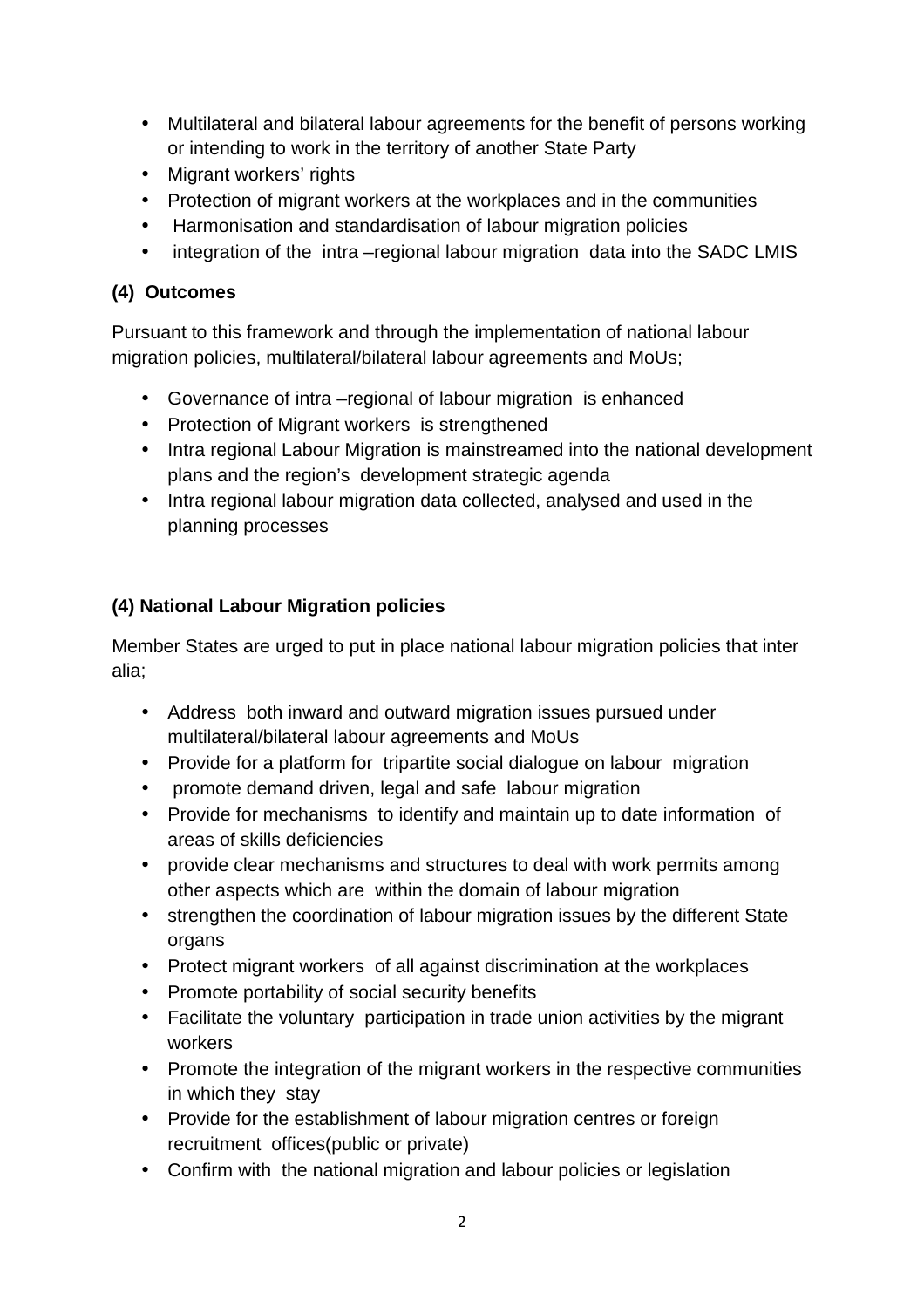- Multilateral and bilateral labour agreements for the benefit of persons working or intending to work in the territory of another State Party
- Migrant workers' rights
- Protection of migrant workers at the workplaces and in the communities
- Harmonisation and standardisation of labour migration policies
- integration of the intra –regional labour migration data into the SADC LMIS

**(4) Outcomes**

Pursuant to this framework and through the implementation of national labour migration policies, multilateral/bilateral labour agreements and MoUs;

- Governance of intra –regional of labour migration is enhanced
- Protection of Migrant workers is strengthened
- Intra regional Labour Migration is mainstreamed into the national development plans and the region's development strategic agenda
- Intra regional labour migration data collected, analysed and used in the planning processes

**(4) National Labour Migration policies**

Member States are urged to put in place national labour migration policies that inter alia;

- Address both inward and outward migration issues pursued under multilateral/bilateral labour agreements and MoUs
- Provide for a platform for tripartite social dialogue on labour migration
- promote demand driven, legal and safe labour migration
- Provide for mechanisms to identify and maintain up to date information of areas of skills deficiencies
- provide clear mechanisms and structures to deal with work permits among other aspects which are within the domain of labour migration
- strengthen the coordination of labour migration issues by the different State organs
- Protect migrant workers of all against discrimination at the workplaces
- Promote portability of social security benefits
- Facilitate the voluntary participation in trade union activities by the migrant workers
- Promote the integration of the migrant workers in the respective communities in which they stay
- Provide for the establishment of labour migration centres or foreign recruitment offices(public or private)
- Confirm with the national migration and labour policies or legislation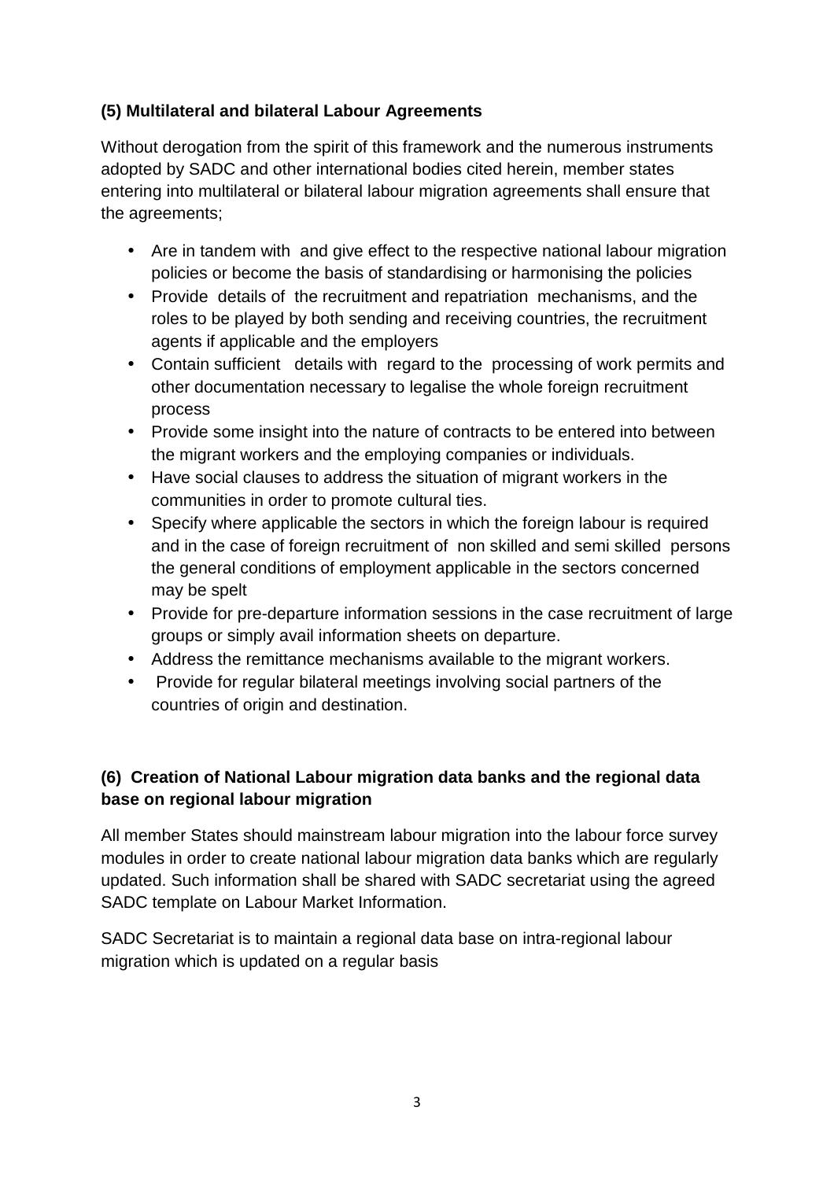**(5) Multilateral and bilateral Labour Agreements**

Without derogation from the spirit of this framework and the numerous instruments adopted by SADC and other international bodies cited herein, member states entering into multilateral or bilateral labour migration agreements shall ensure that the agreements;

- Are in tandem with and give effect to the respective national labour migration policies or become the basis of standardising or harmonising the policies
- Provide details of the recruitment and repatriation mechanisms, and the roles to be played by both sending and receiving countries, the recruitment agents if applicable and the employers
- Contain sufficient details with regard to the processing of work permits and other documentation necessary to legalise the whole foreign recruitment process
- Provide some insight into the nature of contracts to be entered into between the migrant workers and the employing companies or individuals.
- Have social clauses to address the situation of migrant workers in the communities in order to promote cultural ties.
- Specify where applicable the sectors in which the foreign labour is required and in the case of foreign recruitment of non skilled and semi skilled persons the general conditions of employment applicable in the sectors concerned may be spelt
- Provide for pre-departure information sessions in the case recruitment of large groups or simply avail information sheets on departure.
- Address the remittance mechanisms available to the migrant workers.
- Provide for regular bilateral meetings involving social partners of the countries of origin and destination.

**(6) Creation of National Labour migration data banks and the regional data base on regional labour migration**

All member States should mainstream labour migration into the labour force survey modules in order to create national labour migration data banks which are regularly updated. Such information shall be shared with SADC secretariat using the agreed SADC template on Labour Market Information.

SADC Secretariat is to maintain a regional data base on intra-regional labour migration which is updated on a regular basis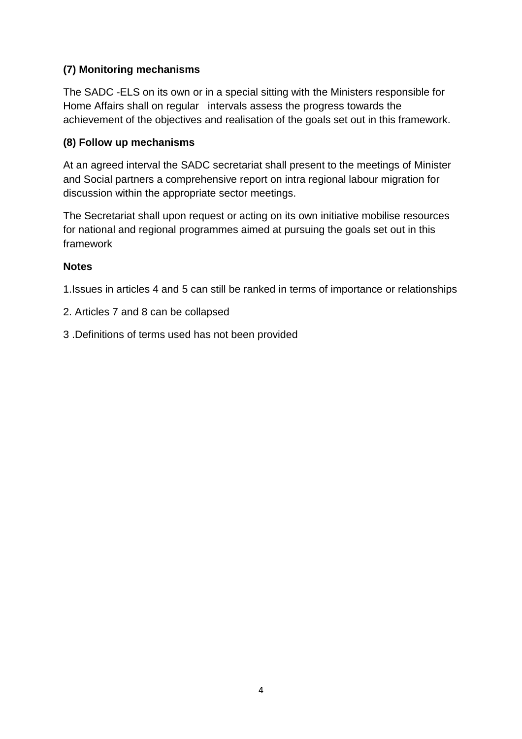**(7) Monitoring mechanisms**

The SADC -ELS on its own or in a special sitting with the Ministers responsible for Home Affairs shall on regular intervals assess the progress towards the achievement of the objectives and realisation of the goals set out in this framework.

**(8) Follow up mechanisms**

At an agreed interval the SADC secretariat shall present to the meetings of Minister and Social partners a comprehensive report on intra regional labour migration for discussion within the appropriate sector meetings.

The Secretariat shall upon request or acting on its own initiative mobilise resources for national and regional programmes aimed at pursuing the goals set out in this framework

**Notes**

1.Issues in articles 4 and 5 can still be ranked in terms of importance or relationships

2. Articles 7 and 8 can be collapsed

3 .Definitions of terms used has not been provided